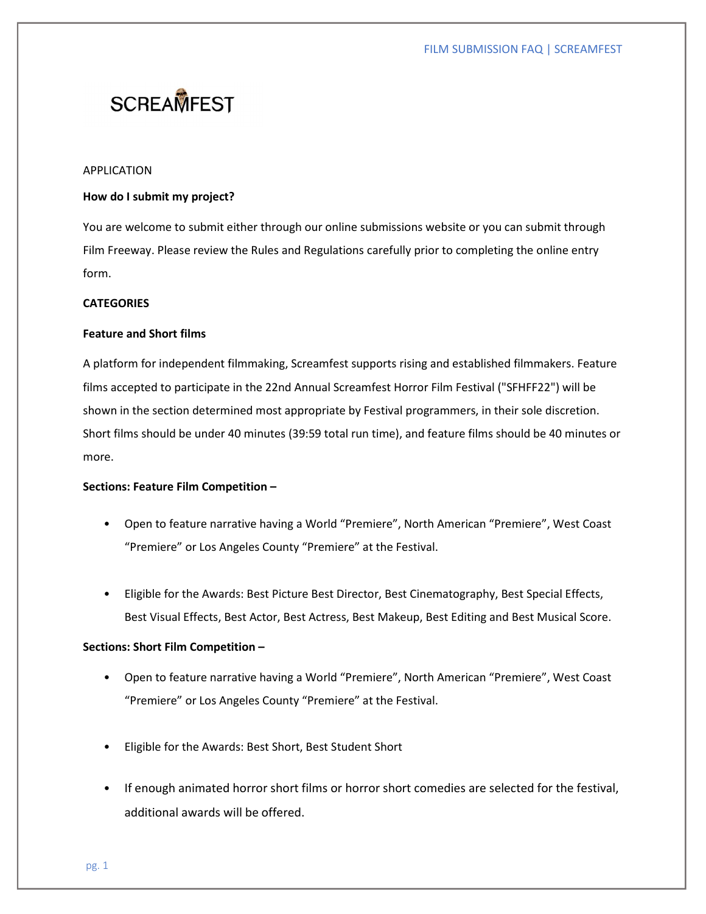SCREAMFEST

APPLICATION

**How do I submit my project?**

You are welcome to submit either through our online submissions website or you can submit through Film Freeway. Please review the Rules and Regulations carefully prior to completing the online entry form.

**CATEGORIES**

**Feature and Short films**

A platform for independent filmmaking, Screamfest supports rising and established filmmakers. Feature films accepted to participate in the 22nd Annual Screamfest Horror Film Festival ("SFHFF22") will be shown in the section determined most appropriate by Festival programmers, in their sole discretion. Short films should be under 40 minutes (39:59 total run time), and feature films should be 40 minutes or more.

**Sections: Feature Film Competition –**

- Open to feature narrative having a World "Premiere", North American "Premiere", West Coast "Premiere" or Los Angeles County "Premiere" at the Festival.
- Eligible for the Awards: Best Picture Best Director, Best Cinematography, Best Special Effects, Best Visual Effects, Best Actor, Best Actress, Best Makeup, Best Editing and Best Musical Score.

**Sections: Short Film Competition –**

- Open to feature narrative having a World "Premiere", North American "Premiere", West Coast "Premiere" or Los Angeles County "Premiere" at the Festival.
- Eligible for the Awards: Best Short, Best Student Short
- If enough animated horror short films or horror short comedies are selected for the festival, additional awards will be offered.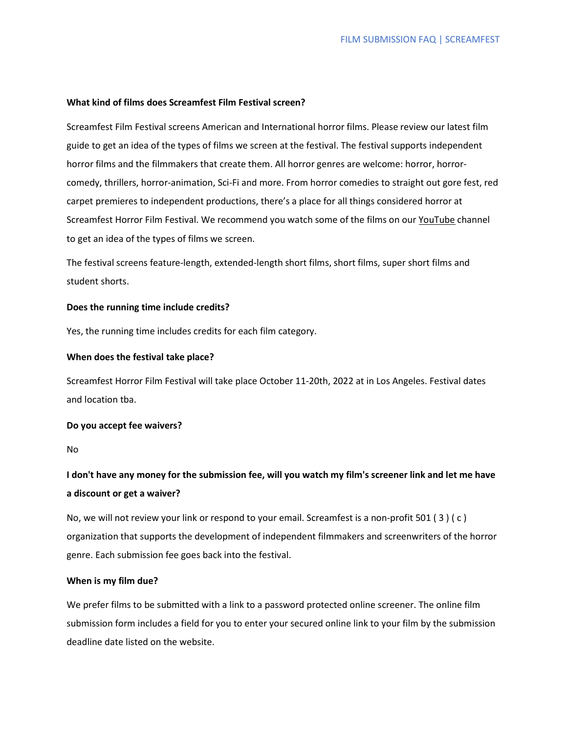**What kind of films does Screamfest Film Festival screen?**

Screamfest Film Festival screens American and International horror films. Please review our latest film guide to get an idea of the types of films we screen at the festival. The festival supports independent horror films and the filmmakers that create them. All horror genres are welcome: horror, horror-comedy, thrillers, horror-animation, Sci-Fi and more. From horror comedies to straight out gore fest, red carpet premieres to independent productions, there's a place for all things considered horror at Screamfest Horror Film Festival. We recommend you watch some of the films on our YouTube channel to get an idea of the types of films we screen.

The festival screens feature-length, extended-length short films, short films, super short films and student shorts.

**Does the running time include credits?**

Yes, the running time includes credits for each film category.

**When does the festival take place?**

Screamfest Horror Film Festival will take place October 11-20th, 2022 at in Los Angeles. Festival dates and location tba.

**Do you accept fee waivers?**

No

**I don't have any money for the submission fee, will you watch my film's screener link and let me have a discount or get a waiver?**

No, we will not review your link or respond to your email. Screamfest is a non-profit 501 ( 3 ) ( c ) organization that supports the development of independent filmmakers and screenwriters of the horror genre. Each submission fee goes back into the festival.

**When is my film due?**

We prefer films to be submitted with a link to a password protected online screener. The online film submission form includes a field for you to enter your secured online link to your film by the submission deadline date listed on the website.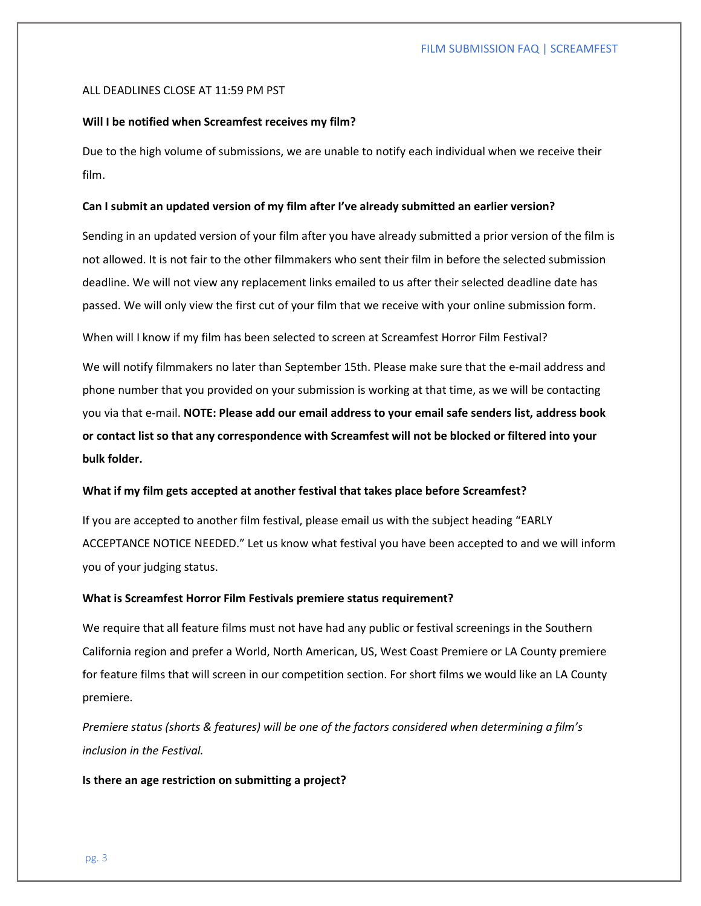ALL DEADLINES CLOSE AT 11:59 PM PST

**Will I be notified when Screamfest receives my film?**

Due to the high volume of submissions, we are unable to notify each individual when we receive their film.

**Can I submit an updated version of my film after I've already submitted an earlier version?**

Sending in an updated version of your film after you have already submitted a prior version of the film is not allowed. It is not fair to the other filmmakers who sent their film in before the selected submission deadline. We will not view any replacement links emailed to us after their selected deadline date has passed. We will only view the first cut of your film that we receive with your online submission form.

When will I know if my film has been selected to screen at Screamfest Horror Film Festival?

We will notify filmmakers no later than September 15th. Please make sure that the e-mail address and phone number that you provided on your submission is working at that time, as we will be contacting you via that e-mail. **NOTE: Please add our email address to your email safe senders list, address book or contact list so that any correspondence with Screamfest will not be blocked or filtered into your bulk folder.**

**What if my film gets accepted at another festival that takes place before Screamfest?**

If you are accepted to another film festival, please email us with the subject heading "EARLY ACCEPTANCE NOTICE NEEDED." Let us know what festival you have been accepted to and we will inform you of your judging status.

**What is Screamfest Horror Film Festivals premiere status requirement?**

We require that all feature films must not have had any public or festival screenings in the Southern California region and prefer a World, North American, US, West Coast Premiere or LA County premiere for feature films that will screen in our competition section. For short films we would like an LA County premiere.

*Premiere status (shorts & features) will be one of the factors considered when determining a film's inclusion in the Festival.*

**Is there an age restriction on submitting a project?**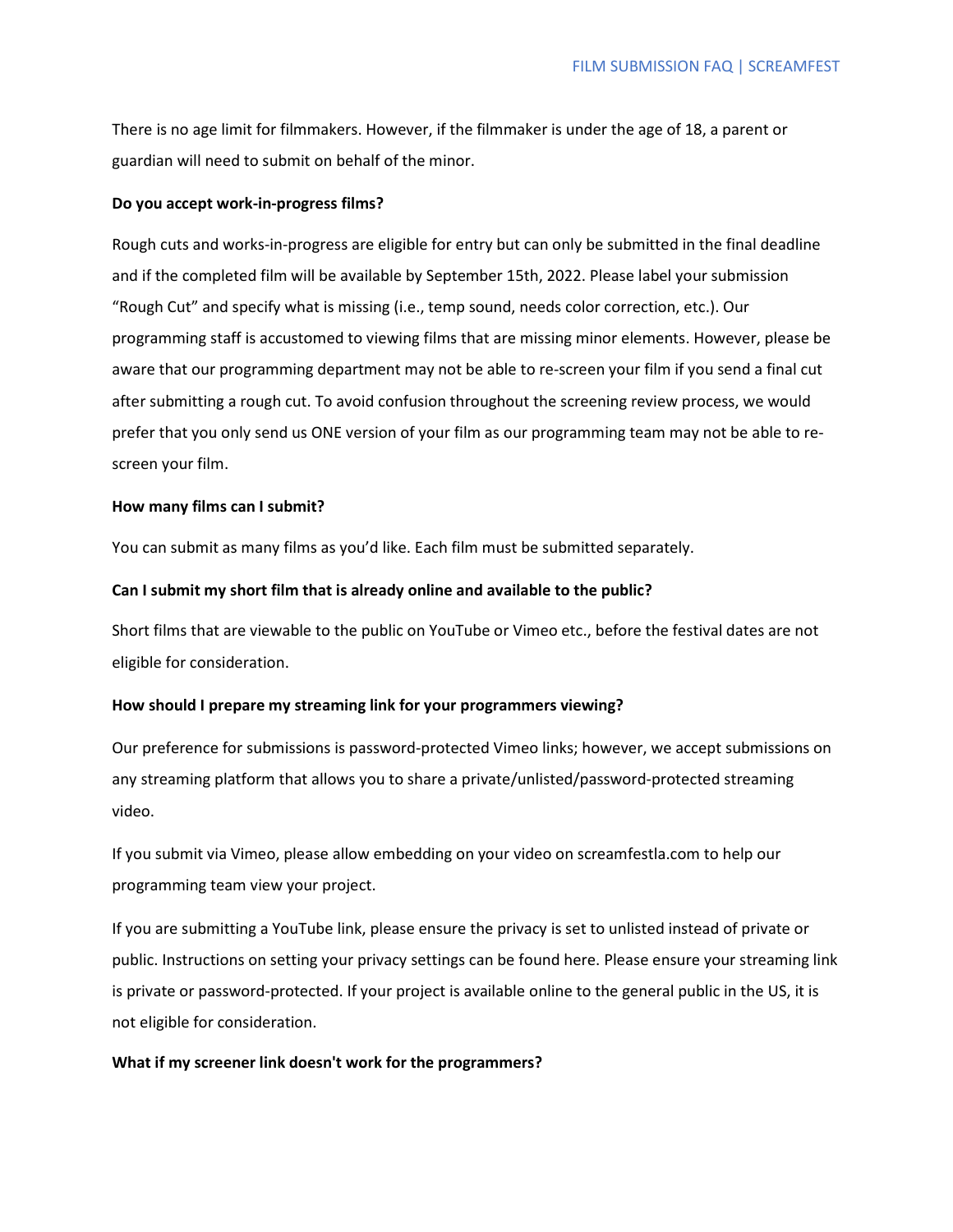There is no age limit for filmmakers. However, if the filmmaker is under the age of 18, a parent or guardian will need to submit on behalf of the minor.

**Do you accept work-in-progress films?**

Rough cuts and works-in-progress are eligible for entry but can only be submitted in the final deadline and if the completed film will be available by September 15th, 2022. Please label your submission "Rough Cut" and specify what is missing (i.e., temp sound, needs color correction, etc.). Our programming staff is accustomed to viewing films that are missing minor elements. However, please be aware that our programming department may not be able to re-screen your film if you send a final cut after submitting a rough cut. To avoid confusion throughout the screening review process, we would prefer that you only send us ONE version of your film as our programming team may not be able to re-screen your film.

**How many films can I submit?**

You can submit as many films as you'd like. Each film must be submitted separately.

**Can I submit my short film that is already online and available to the public?**

Short films that are viewable to the public on YouTube or Vimeo etc., before the festival dates are not eligible for consideration.

**How should I prepare my streaming link for your programmers viewing?**

Our preference for submissions is password-protected Vimeo links; however, we accept submissions on any streaming platform that allows you to share a private/unlisted/password-protected streaming video.

If you submit via Vimeo, please allow embedding on your video on screamfestla.com to help our programming team view your project.

If you are submitting a YouTube link, please ensure the privacy is set to unlisted instead of private or public. Instructions on setting your privacy settings can be found here. Please ensure your streaming link is private or password-protected. If your project is available online to the general public in the US, it is not eligible for consideration.

**What if my screener link doesn't work for the programmers?**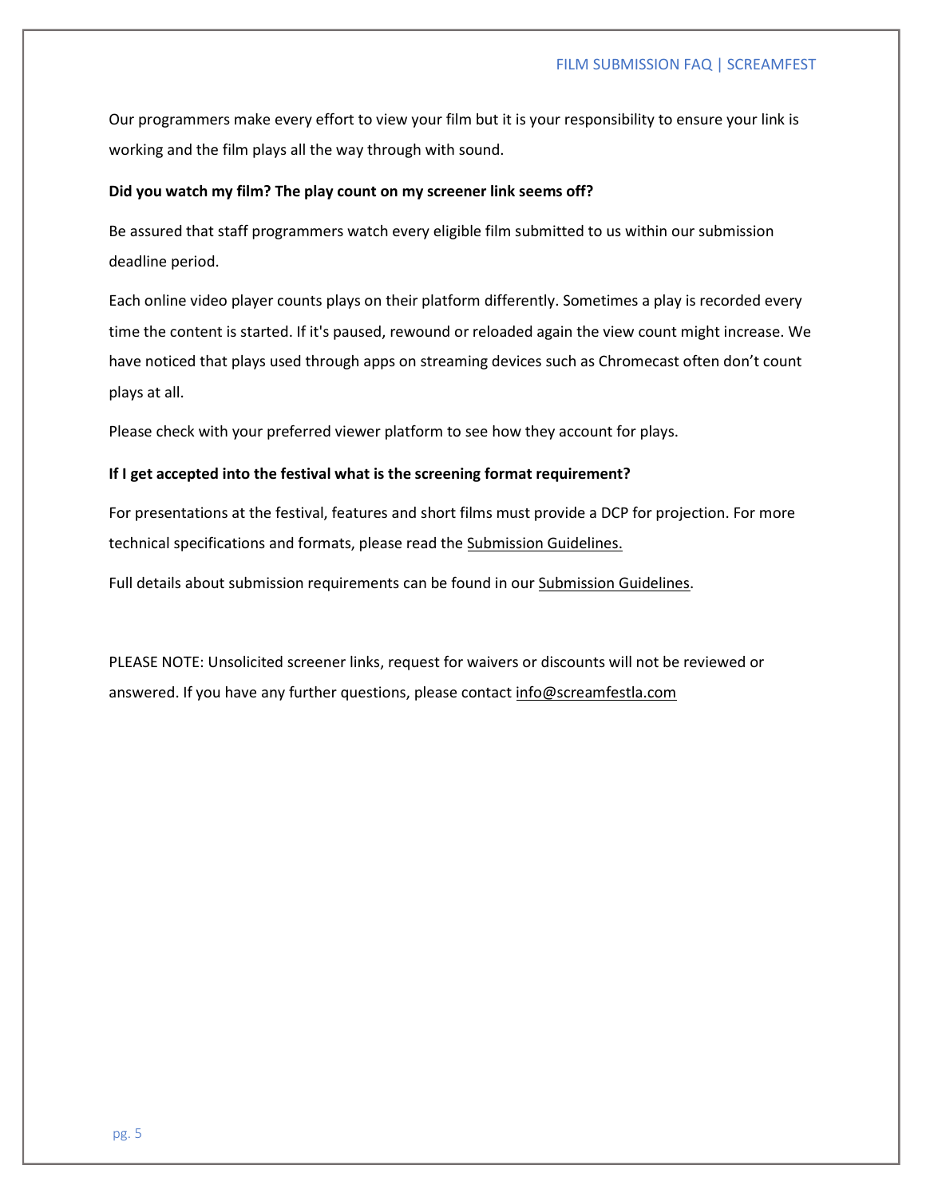Our programmers make every effort to view your film but it is your responsibility to ensure your link is working and the film plays all the way through with sound.

**Did you watch my film? The play count on my screener link seems off?**

Be assured that staff programmers watch every eligible film submitted to us within our submission deadline period.

Each online video player counts plays on their platform differently. Sometimes a play is recorded every time the content is started. If it's paused, rewound or reloaded again the view count might increase. We have noticed that plays used through apps on streaming devices such as Chromecast often don't count plays at all.

Please check with your preferred viewer platform to see how they account for plays.

**If I get accepted into the festival what is the screening format requirement?**

For presentations at the festival, features and short films must provide a DCP for projection. For more technical specifications and formats, please read the Submission Guidelines.

Full details about submission requirements can be found in our Submission Guidelines.

PLEASE NOTE: Unsolicited screener links, request for waivers or discounts will not be reviewed or answered. If you have any further questions, please contact info@screamfestla.com